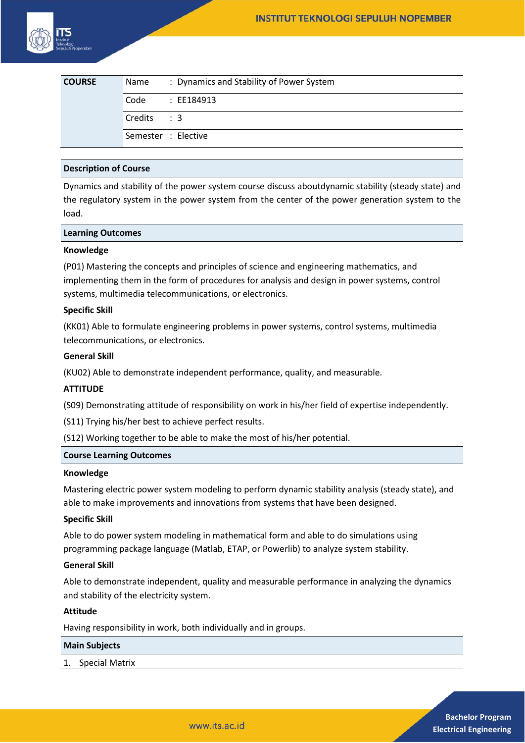| COURSE | Name | : Dynamics and Stability of Power System |
|---|---|---|
| | Code | : EE184913 |
| | Credits | : 3 |
| | Semester | : Elective |

## Description of Course

Dynamics and stability of the power system course discuss aboutdynamic stability (steady state) and the regulatory system in the power system from the center of the power generation system to the load.

## Learning Outcomes

**Knowledge**

(P01) Mastering the concepts and principles of science and engineering mathematics, and implementing them in the form of procedures for analysis and design in power systems, control systems, multimedia telecommunications, or electronics.

**Specific Skill**

(KK01) Able to formulate engineering problems in power systems, control systems, multimedia telecommunications, or electronics.

**General Skill**

(KU02) Able to demonstrate independent performance, quality, and measurable.

**ATTITUDE**

(S09) Demonstrating attitude of responsibility on work in his/her field of expertise independently.

(S11) Trying his/her best to achieve perfect results.

(S12) Working together to be able to make the most of his/her potential.

## Course Learning Outcomes

**Knowledge**

Mastering electric power system modeling to perform dynamic stability analysis (steady state), and able to make improvements and innovations from systems that have been designed.

**Specific Skill**

Able to do power system modeling in mathematical form and able to do simulations using programming package language (Matlab, ETAP, or Powerlib) to analyze system stability.

**General Skill**

Able to demonstrate independent, quality and measurable performance in analyzing the dynamics and stability of the electricity system.

**Attitude**

Having responsibility in work, both individually and in groups.

## Main Subjects

1. Special Matrix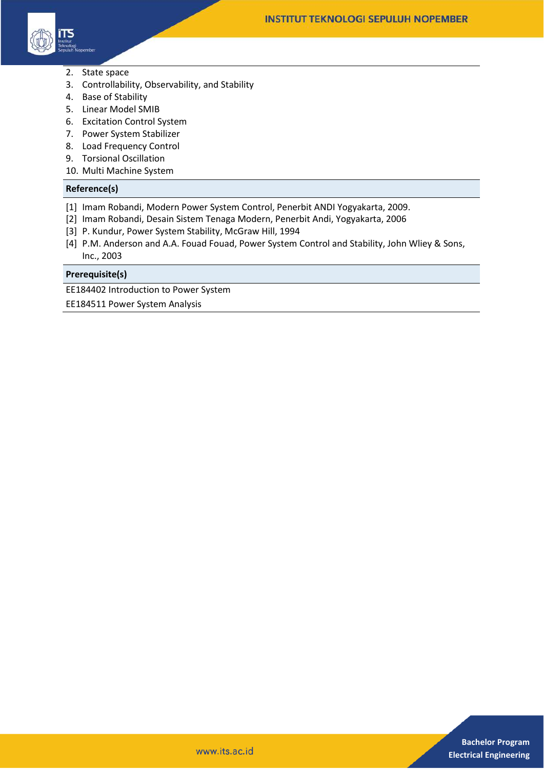2. State space
3. Controllability, Observability, and Stability
4. Base of Stability
5. Linear Model SMIB
6. Excitation Control System
7. Power System Stabilizer
8. Load Frequency Control
9. Torsional Oscillation
10. Multi Machine System

**Reference(s)**

[1] Imam Robandi, Modern Power System Control, Penerbit ANDI Yogyakarta, 2009.
[2] Imam Robandi, Desain Sistem Tenaga Modern, Penerbit Andi, Yogyakarta, 2006
[3] P. Kundur, Power System Stability, McGraw Hill, 1994
[4] P.M. Anderson and A.A. Fouad Fouad, Power System Control and Stability, John Wliey & Sons, Inc., 2003

**Prerequisite(s)**

EE184402 Introduction to Power System

EE184511 Power System Analysis